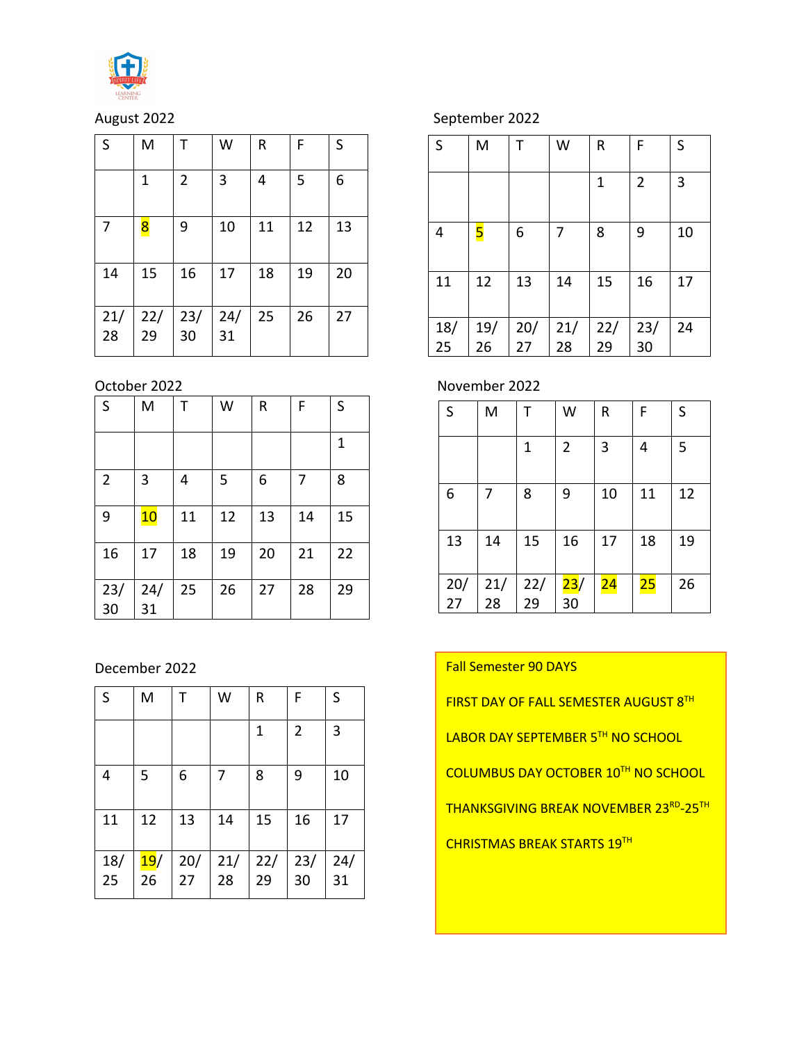## August 2022

| S | M | T | W | R | F | S |
|---|---|---|---|---|---|---|
| | 1 | 2 | 3 | 4 | 5 | 6 |
| 7 | 8 | 9 | 10 | 11 | 12 | 13 |
| 14 | 15 | 16 | 17 | 18 | 19 | 20 |
| 21/ 28 | 22/ 29 | 23/ 30 | 24/ 31 | 25 | 26 | 27 |

## September 2022

| S | M | T | W | R | F | S |
|---|---|---|---|---|---|---|
| | | | | 1 | 2 | 3 |
| 4 | 5 | 6 | 7 | 8 | 9 | 10 |
| 11 | 12 | 13 | 14 | 15 | 16 | 17 |
| 18/ 25 | 19/ 26 | 20/ 27 | 21/ 28 | 22/ 29 | 23/ 30 | 24 |

## October 2022

| S | M | T | W | R | F | S |
|---|---|---|---|---|---|---|
| | | | | | | 1 |
| 2 | 3 | 4 | 5 | 6 | 7 | 8 |
| 9 | 10 | 11 | 12 | 13 | 14 | 15 |
| 16 | 17 | 18 | 19 | 20 | 21 | 22 |
| 23/ 30 | 24/ 31 | 25 | 26 | 27 | 28 | 29 |

## November 2022

| S | M | T | W | R | F | S |
|---|---|---|---|---|---|---|
| | | 1 | 2 | 3 | 4 | 5 |
| 6 | 7 | 8 | 9 | 10 | 11 | 12 |
| 13 | 14 | 15 | 16 | 17 | 18 | 19 |
| 20/ 27 | 21/ 28 | 22/ 29 | 23/ 30 | 24 | 25 | 26 |

## December 2022

| S | M | T | W | R | F | S |
|---|---|---|---|---|---|---|
| | | | | 1 | 2 | 3 |
| 4 | 5 | 6 | 7 | 8 | 9 | 10 |
| 11 | 12 | 13 | 14 | 15 | 16 | 17 |
| 18/ 25 | 19/ 26 | 20/ 27 | 21/ 28 | 22/ 29 | 23/ 30 | 24/ 31 |

Fall Semester 90 DAYS

FIRST DAY OF FALL SEMESTER AUGUST 8TH

LABOR DAY SEPTEMBER 5TH NO SCHOOL

COLUMBUS DAY OCTOBER 10TH NO SCHOOL

THANKSGIVING BREAK NOVEMBER 23RD-25TH

CHRISTMAS BREAK STARTS 19TH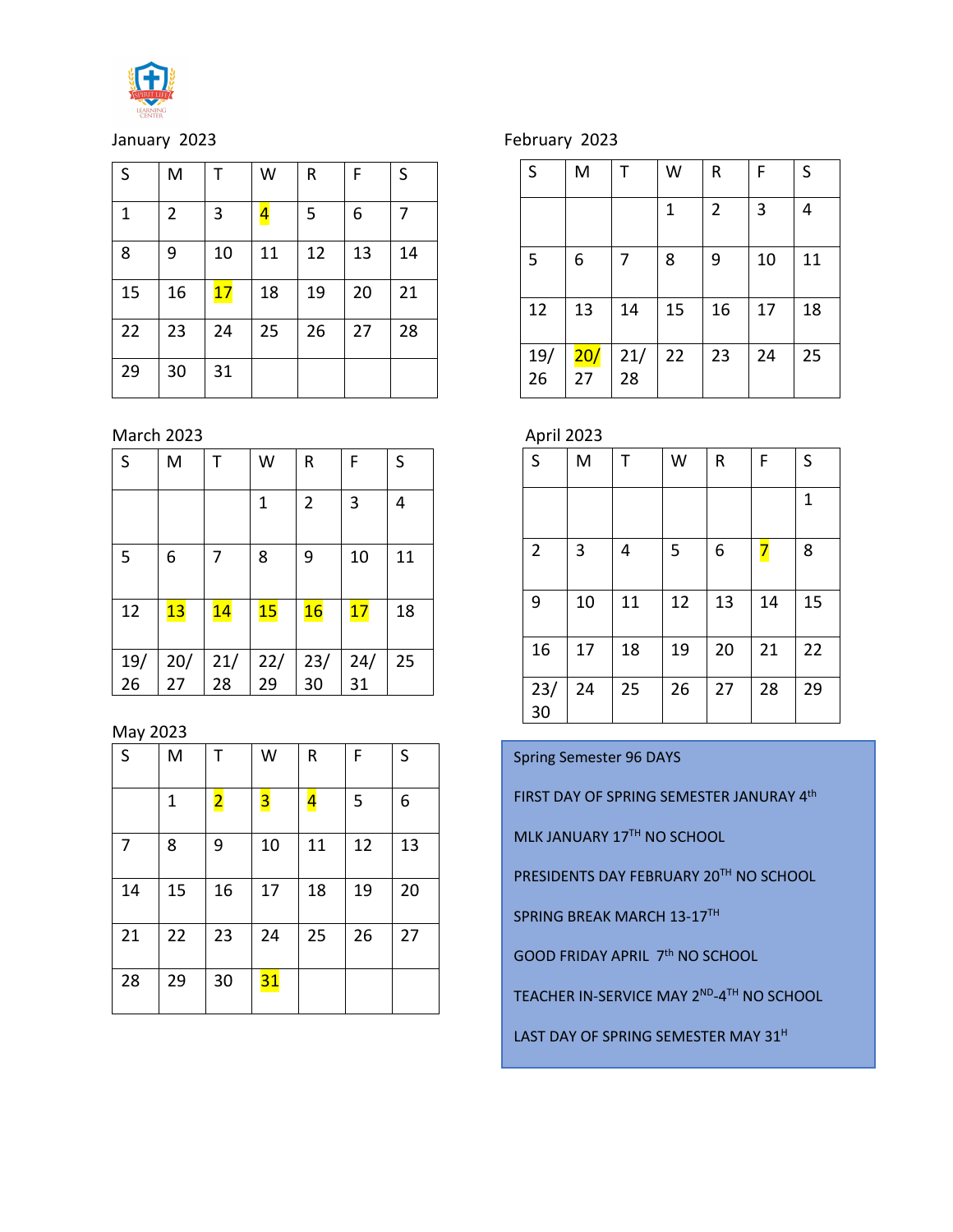## January 2023

| S | M | T | W | R | F | S |
|---|---|---|---|---|---|---|
| 1 | 2 | 3 | 4 | 5 | 6 | 7 |
| 8 | 9 | 10 | 11 | 12 | 13 | 14 |
| 15 | 16 | 17 | 18 | 19 | 20 | 21 |
| 22 | 23 | 24 | 25 | 26 | 27 | 28 |
| 29 | 30 | 31 | | | | |

## February 2023

| S | M | T | W | R | F | S |
|---|---|---|---|---|---|---|
| | | | 1 | 2 | 3 | 4 |
| 5 | 6 | 7 | 8 | 9 | 10 | 11 |
| 12 | 13 | 14 | 15 | 16 | 17 | 18 |
| 19/ 26 | 20/ 27 | 21/ 28 | 22 | 23 | 24 | 25 |

## March 2023

| S | M | T | W | R | F | S |
|---|---|---|---|---|---|---|
| | | | 1 | 2 | 3 | 4 |
| 5 | 6 | 7 | 8 | 9 | 10 | 11 |
| 12 | 13 | 14 | 15 | 16 | 17 | 18 |
| 19/ 26 | 20/ 27 | 21/ 28 | 22/ 29 | 23/ 30 | 24/ 31 | 25 |

## April 2023

| S | M | T | W | R | F | S |
|---|---|---|---|---|---|---|
| | | | | | | 1 |
| 2 | 3 | 4 | 5 | 6 | 7 | 8 |
| 9 | 10 | 11 | 12 | 13 | 14 | 15 |
| 16 | 17 | 18 | 19 | 20 | 21 | 22 |
| 23/ 30 | 24 | 25 | 26 | 27 | 28 | 29 |

## May 2023

| S | M | T | W | R | F | S |
|---|---|---|---|---|---|---|
| | 1 | 2 | 3 | 4 | 5 | 6 |
| 7 | 8 | 9 | 10 | 11 | 12 | 13 |
| 14 | 15 | 16 | 17 | 18 | 19 | 20 |
| 21 | 22 | 23 | 24 | 25 | 26 | 27 |
| 28 | 29 | 30 | 31 | | | |

Spring Semester 96 DAYS

FIRST DAY OF SPRING SEMESTER JANURAY 4th

MLK JANUARY 17TH NO SCHOOL

PRESIDENTS DAY FEBRUARY 20TH NO SCHOOL

SPRING BREAK MARCH 13-17TH

GOOD FRIDAY APRIL 7th NO SCHOOL

TEACHER IN-SERVICE MAY 2ND-4TH NO SCHOOL

LAST DAY OF SPRING SEMESTER MAY 31H